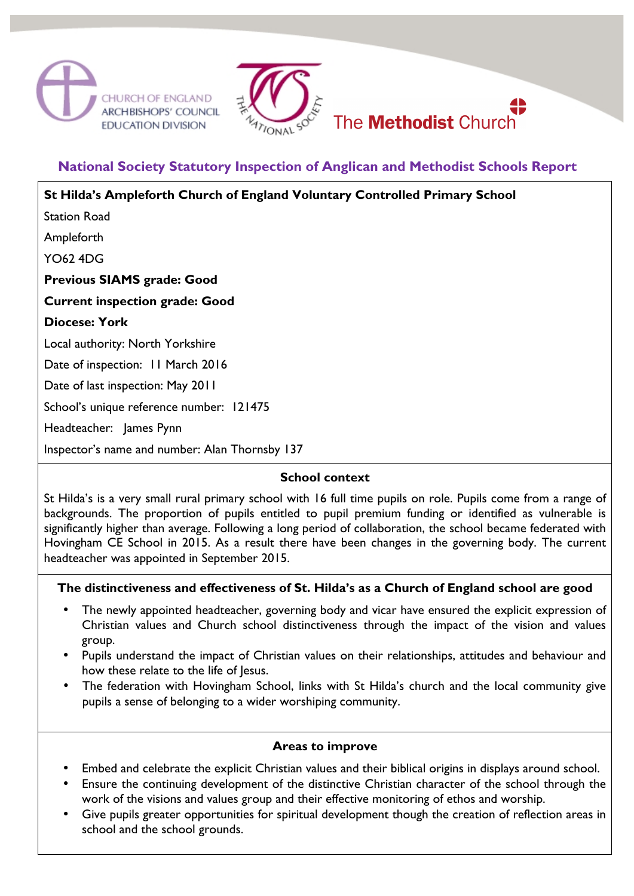CHURCH OF ENGLAND ARCHBISHOPS' COUNCIL EDUCATION DIVISION

THE NATIONAL SOCIETY

The Methodist Church

## National Society Statutory Inspection of Anglican and Methodist Schools Report

**St Hilda's Ampleforth Church of England Voluntary Controlled Primary School**

Station Road

Ampleforth

YO62 4DG

**Previous SIAMS grade: Good**

**Current inspection grade: Good**

**Diocese: York**

Local authority: North Yorkshire

Date of inspection: 11 March 2016

Date of last inspection: May 2011

School's unique reference number: 121475

Headteacher: James Pynn

Inspector's name and number: Alan Thornsby 137

### School context

St Hilda's is a very small rural primary school with 16 full time pupils on role. Pupils come from a range of backgrounds. The proportion of pupils entitled to pupil premium funding or identified as vulnerable is significantly higher than average. Following a long period of collaboration, the school became federated with Hovingham CE School in 2015. As a result there have been changes in the governing body. The current headteacher was appointed in September 2015.

### The distinctiveness and effectiveness of St. Hilda's as a Church of England school are good

- The newly appointed headteacher, governing body and vicar have ensured the explicit expression of Christian values and Church school distinctiveness through the impact of the vision and values group.
- Pupils understand the impact of Christian values on their relationships, attitudes and behaviour and how these relate to the life of Jesus.
- The federation with Hovingham School, links with St Hilda's church and the local community give pupils a sense of belonging to a wider worshiping community.

### Areas to improve

- Embed and celebrate the explicit Christian values and their biblical origins in displays around school.
- Ensure the continuing development of the distinctive Christian character of the school through the work of the visions and values group and their effective monitoring of ethos and worship.
- Give pupils greater opportunities for spiritual development though the creation of reflection areas in school and the school grounds.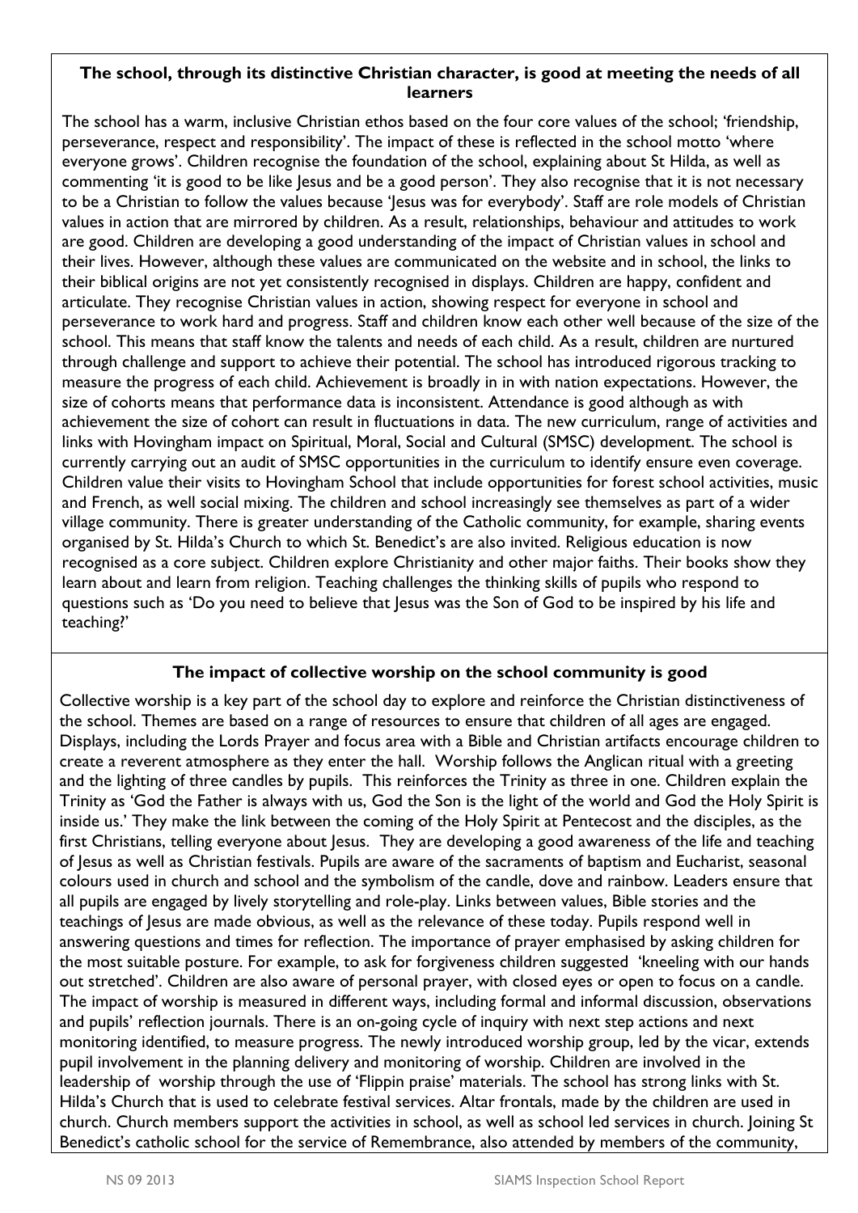**The school, through its distinctive Christian character, is good at meeting the needs of all learners**

The school has a warm, inclusive Christian ethos based on the four core values of the school; 'friendship, perseverance, respect and responsibility'. The impact of these is reflected in the school motto 'where everyone grows'. Children recognise the foundation of the school, explaining about St Hilda, as well as commenting 'it is good to be like Jesus and be a good person'. They also recognise that it is not necessary to be a Christian to follow the values because 'Jesus was for everybody'. Staff are role models of Christian values in action that are mirrored by children. As a result, relationships, behaviour and attitudes to work are good. Children are developing a good understanding of the impact of Christian values in school and their lives. However, although these values are communicated on the website and in school, the links to their biblical origins are not yet consistently recognised in displays. Children are happy, confident and articulate. They recognise Christian values in action, showing respect for everyone in school and perseverance to work hard and progress. Staff and children know each other well because of the size of the school. This means that staff know the talents and needs of each child. As a result, children are nurtured through challenge and support to achieve their potential. The school has introduced rigorous tracking to measure the progress of each child. Achievement is broadly in in with nation expectations. However, the size of cohorts means that performance data is inconsistent. Attendance is good although as with achievement the size of cohort can result in fluctuations in data. The new curriculum, range of activities and links with Hovingham impact on Spiritual, Moral, Social and Cultural (SMSC) development. The school is currently carrying out an audit of SMSC opportunities in the curriculum to identify ensure even coverage. Children value their visits to Hovingham School that include opportunities for forest school activities, music and French, as well social mixing. The children and school increasingly see themselves as part of a wider village community. There is greater understanding of the Catholic community, for example, sharing events organised by St. Hilda's Church to which St. Benedict's are also invited. Religious education is now recognised as a core subject. Children explore Christianity and other major faiths. Their books show they learn about and learn from religion. Teaching challenges the thinking skills of pupils who respond to questions such as 'Do you need to believe that Jesus was the Son of God to be inspired by his life and teaching?'

**The impact of collective worship on the school community is good**

Collective worship is a key part of the school day to explore and reinforce the Christian distinctiveness of the school. Themes are based on a range of resources to ensure that children of all ages are engaged. Displays, including the Lords Prayer and focus area with a Bible and Christian artifacts encourage children to create a reverent atmosphere as they enter the hall. Worship follows the Anglican ritual with a greeting and the lighting of three candles by pupils. This reinforces the Trinity as three in one. Children explain the Trinity as 'God the Father is always with us, God the Son is the light of the world and God the Holy Spirit is inside us.' They make the link between the coming of the Holy Spirit at Pentecost and the disciples, as the first Christians, telling everyone about Jesus. They are developing a good awareness of the life and teaching of Jesus as well as Christian festivals. Pupils are aware of the sacraments of baptism and Eucharist, seasonal colours used in church and school and the symbolism of the candle, dove and rainbow. Leaders ensure that all pupils are engaged by lively storytelling and role-play. Links between values, Bible stories and the teachings of Jesus are made obvious, as well as the relevance of these today. Pupils respond well in answering questions and times for reflection. The importance of prayer emphasised by asking children for the most suitable posture. For example, to ask for forgiveness children suggested 'kneeling with our hands out stretched'. Children are also aware of personal prayer, with closed eyes or open to focus on a candle. The impact of worship is measured in different ways, including formal and informal discussion, observations and pupils' reflection journals. There is an on-going cycle of inquiry with next step actions and next monitoring identified, to measure progress. The newly introduced worship group, led by the vicar, extends pupil involvement in the planning delivery and monitoring of worship. Children are involved in the leadership of worship through the use of 'Flippin praise' materials. The school has strong links with St. Hilda's Church that is used to celebrate festival services. Altar frontals, made by the children are used in church. Church members support the activities in school, as well as school led services in church. Joining St Benedict's catholic school for the service of Remembrance, also attended by members of the community,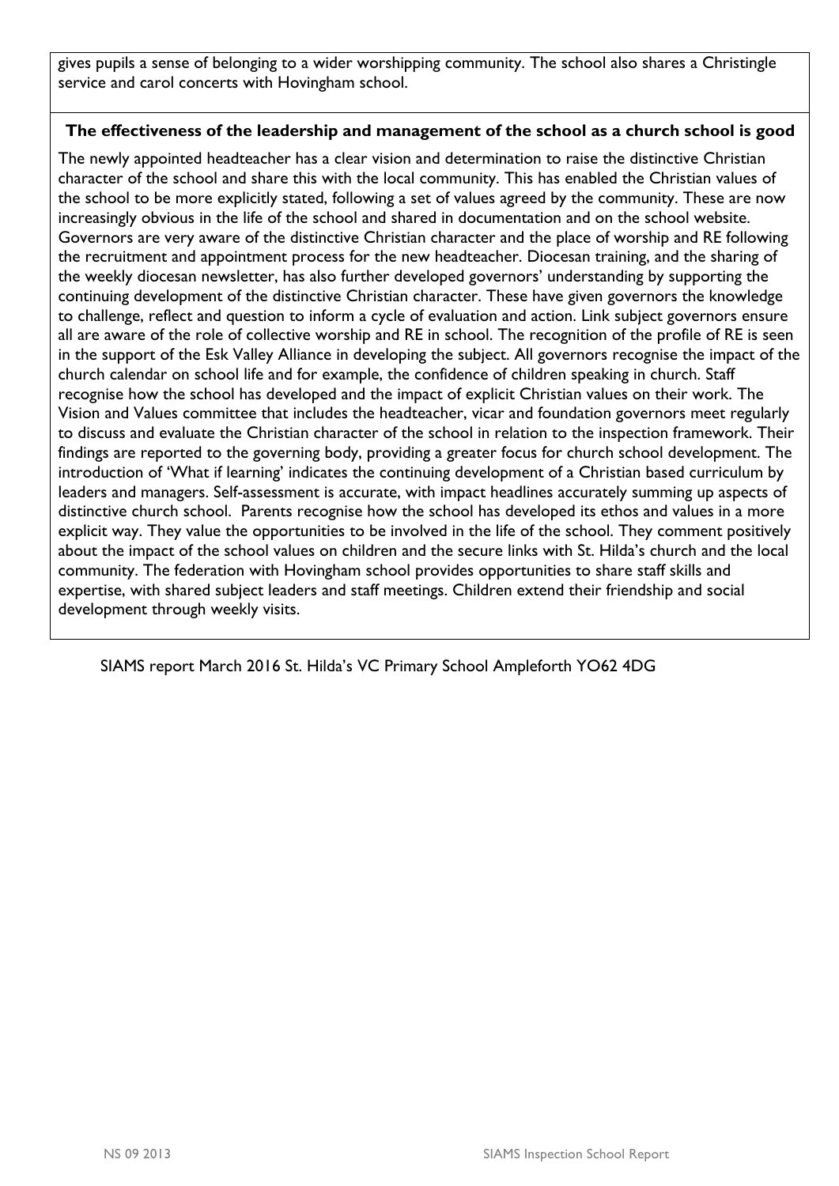gives pupils a sense of belonging to a wider worshipping community. The school also shares a Christingle service and carol concerts with Hovingham school.

## The effectiveness of the leadership and management of the school as a church school is good

The newly appointed headteacher has a clear vision and determination to raise the distinctive Christian character of the school and share this with the local community. This has enabled the Christian values of the school to be more explicitly stated, following a set of values agreed by the community. These are now increasingly obvious in the life of the school and shared in documentation and on the school website. Governors are very aware of the distinctive Christian character and the place of worship and RE following the recruitment and appointment process for the new headteacher. Diocesan training, and the sharing of the weekly diocesan newsletter, has also further developed governors' understanding by supporting the continuing development of the distinctive Christian character. These have given governors the knowledge to challenge, reflect and question to inform a cycle of evaluation and action. Link subject governors ensure all are aware of the role of collective worship and RE in school. The recognition of the profile of RE is seen in the support of the Esk Valley Alliance in developing the subject. All governors recognise the impact of the church calendar on school life and for example, the confidence of children speaking in church. Staff recognise how the school has developed and the impact of explicit Christian values on their work. The Vision and Values committee that includes the headteacher, vicar and foundation governors meet regularly to discuss and evaluate the Christian character of the school in relation to the inspection framework. Their findings are reported to the governing body, providing a greater focus for church school development. The introduction of 'What if learning' indicates the continuing development of a Christian based curriculum by leaders and managers. Self-assessment is accurate, with impact headlines accurately summing up aspects of distinctive church school. Parents recognise how the school has developed its ethos and values in a more explicit way. They value the opportunities to be involved in the life of the school. They comment positively about the impact of the school values on children and the secure links with St. Hilda's church and the local community. The federation with Hovingham school provides opportunities to share staff skills and expertise, with shared subject leaders and staff meetings. Children extend their friendship and social development through weekly visits.

SIAMS report March 2016 St. Hilda's VC Primary School Ampleforth YO62 4DG